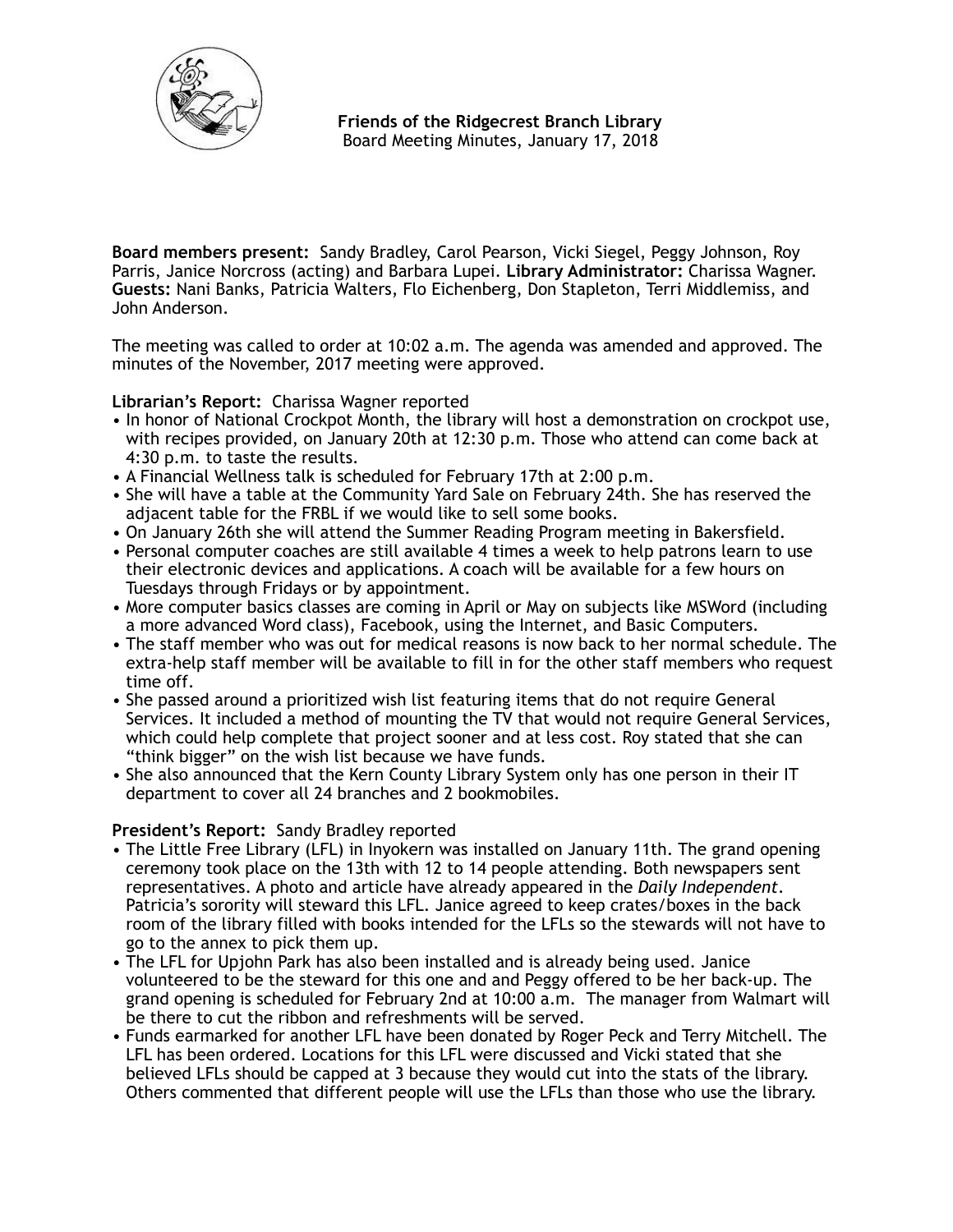**Friends of the Ridgecrest Branch Library**
Board Meeting Minutes, January 17, 2018

**Board members present:** Sandy Bradley, Carol Pearson, Vicki Siegel, Peggy Johnson, Roy Parris, Janice Norcross (acting) and Barbara Lupei. **Library Administrator:** Charissa Wagner. **Guests:** Nani Banks, Patricia Walters, Flo Eichenberg, Don Stapleton, Terri Middlemiss, and John Anderson.

The meeting was called to order at 10:02 a.m. The agenda was amended and approved. The minutes of the November, 2017 meeting were approved.

**Librarian's Report:** Charissa Wagner reported

- In honor of National Crockpot Month, the library will host a demonstration on crockpot use, with recipes provided, on January 20th at 12:30 p.m. Those who attend can come back at 4:30 p.m. to taste the results.
- A Financial Wellness talk is scheduled for February 17th at 2:00 p.m.
- She will have a table at the Community Yard Sale on February 24th. She has reserved the adjacent table for the FRBL if we would like to sell some books.
- On January 26th she will attend the Summer Reading Program meeting in Bakersfield.
- Personal computer coaches are still available 4 times a week to help patrons learn to use their electronic devices and applications. A coach will be available for a few hours on Tuesdays through Fridays or by appointment.
- More computer basics classes are coming in April or May on subjects like MSWord (including a more advanced Word class), Facebook, using the Internet, and Basic Computers.
- The staff member who was out for medical reasons is now back to her normal schedule. The extra-help staff member will be available to fill in for the other staff members who request time off.
- She passed around a prioritized wish list featuring items that do not require General Services. It included a method of mounting the TV that would not require General Services, which could help complete that project sooner and at less cost. Roy stated that she can "think bigger" on the wish list because we have funds.
- She also announced that the Kern County Library System only has one person in their IT department to cover all 24 branches and 2 bookmobiles.

**President's Report:** Sandy Bradley reported

- The Little Free Library (LFL) in Inyokern was installed on January 11th. The grand opening ceremony took place on the 13th with 12 to 14 people attending. Both newspapers sent representatives. A photo and article have already appeared in the *Daily Independent*. Patricia's sorority will steward this LFL. Janice agreed to keep crates/boxes in the back room of the library filled with books intended for the LFLs so the stewards will not have to go to the annex to pick them up.
- The LFL for Upjohn Park has also been installed and is already being used. Janice volunteered to be the steward for this one and and Peggy offered to be her back-up. The grand opening is scheduled for February 2nd at 10:00 a.m. The manager from Walmart will be there to cut the ribbon and refreshments will be served.
- Funds earmarked for another LFL have been donated by Roger Peck and Terry Mitchell. The LFL has been ordered. Locations for this LFL were discussed and Vicki stated that she believed LFLs should be capped at 3 because they would cut into the stats of the library. Others commented that different people will use the LFLs than those who use the library.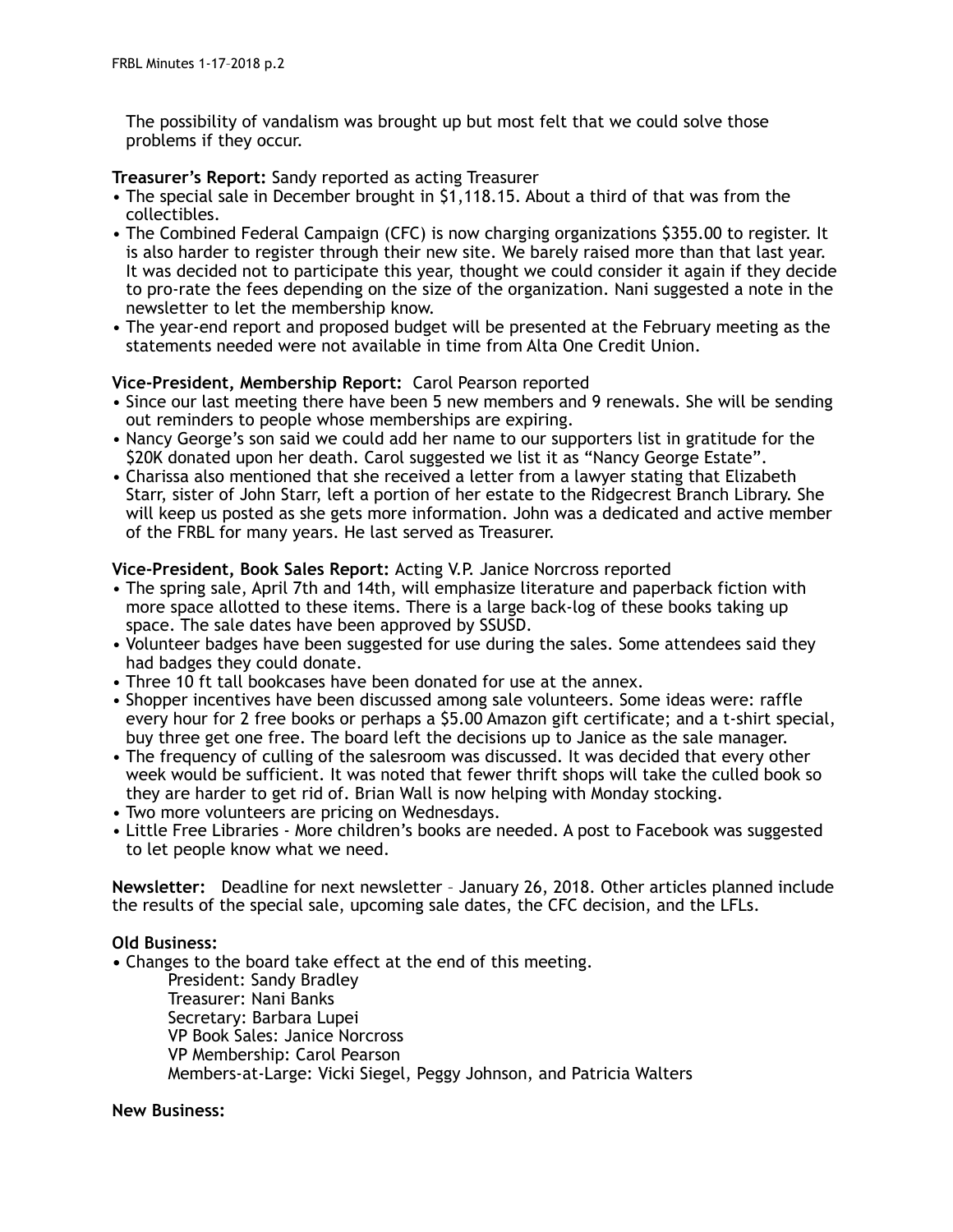The possibility of vandalism was brought up but most felt that we could solve those problems if they occur.

**Treasurer's Report:** Sandy reported as acting Treasurer

- The special sale in December brought in $1,118.15. About a third of that was from the collectibles.
- The Combined Federal Campaign (CFC) is now charging organizations $355.00 to register. It is also harder to register through their new site. We barely raised more than that last year. It was decided not to participate this year, thought we could consider it again if they decide to pro-rate the fees depending on the size of the organization. Nani suggested a note in the newsletter to let the membership know.
- The year-end report and proposed budget will be presented at the February meeting as the statements needed were not available in time from Alta One Credit Union.

**Vice-President, Membership Report:** Carol Pearson reported

- Since our last meeting there have been 5 new members and 9 renewals. She will be sending out reminders to people whose memberships are expiring.
- Nancy George's son said we could add her name to our supporters list in gratitude for the $20K donated upon her death. Carol suggested we list it as "Nancy George Estate".
- Charissa also mentioned that she received a letter from a lawyer stating that Elizabeth Starr, sister of John Starr, left a portion of her estate to the Ridgecrest Branch Library. She will keep us posted as she gets more information. John was a dedicated and active member of the FRBL for many years. He last served as Treasurer.

**Vice-President, Book Sales Report:** Acting V.P. Janice Norcross reported

- The spring sale, April 7th and 14th, will emphasize literature and paperback fiction with more space allotted to these items. There is a large back-log of these books taking up space. The sale dates have been approved by SSUSD.
- Volunteer badges have been suggested for use during the sales. Some attendees said they had badges they could donate.
- Three 10 ft tall bookcases have been donated for use at the annex.
- Shopper incentives have been discussed among sale volunteers. Some ideas were: raffle every hour for 2 free books or perhaps a $5.00 Amazon gift certificate; and a t-shirt special, buy three get one free. The board left the decisions up to Janice as the sale manager.
- The frequency of culling of the salesroom was discussed. It was decided that every other week would be sufficient. It was noted that fewer thrift shops will take the culled book so they are harder to get rid of. Brian Wall is now helping with Monday stocking.
- Two more volunteers are pricing on Wednesdays.
- Little Free Libraries - More children's books are needed. A post to Facebook was suggested to let people know what we need.

**Newsletter:** Deadline for next newsletter – January 26, 2018. Other articles planned include the results of the special sale, upcoming sale dates, the CFC decision, and the LFLs.

**Old Business:**

- Changes to the board take effect at the end of this meeting.
  - President: Sandy Bradley
  - Treasurer: Nani Banks
  - Secretary: Barbara Lupei
  - VP Book Sales: Janice Norcross
  - VP Membership: Carol Pearson
  - Members-at-Large: Vicki Siegel, Peggy Johnson, and Patricia Walters

**New Business:**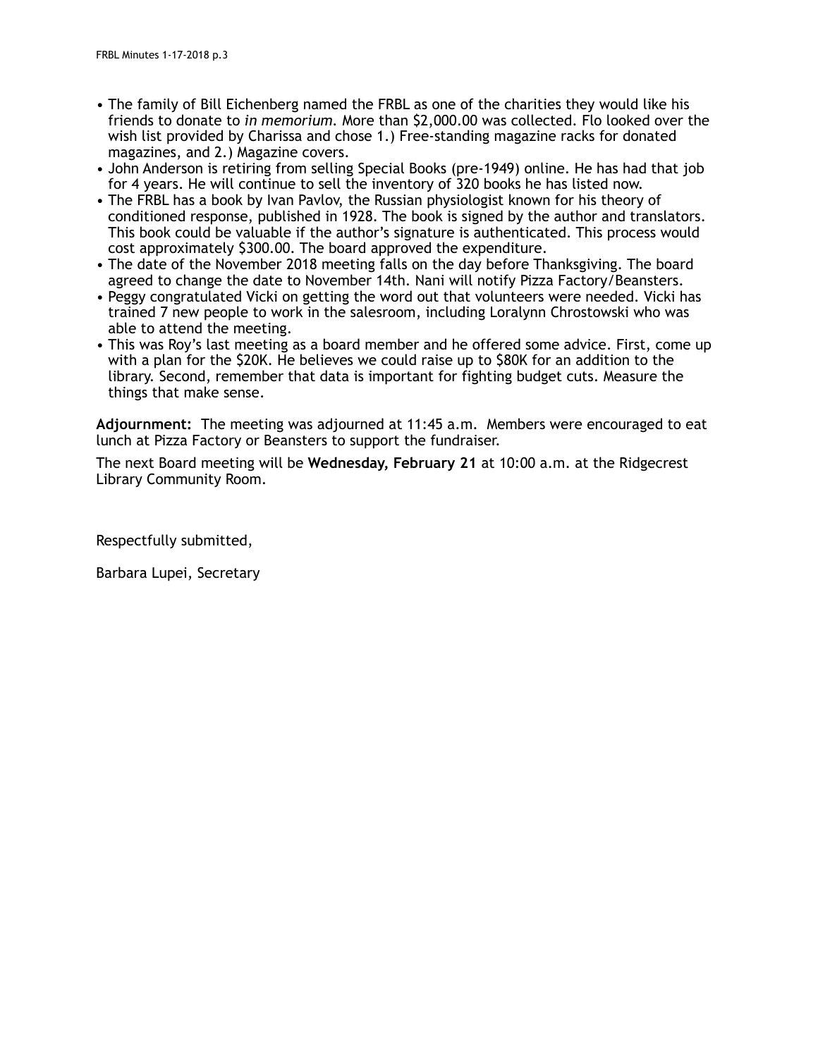- The family of Bill Eichenberg named the FRBL as one of the charities they would like his friends to donate to *in memorium*. More than $2,000.00 was collected. Flo looked over the wish list provided by Charissa and chose 1.) Free-standing magazine racks for donated magazines, and 2.) Magazine covers.
- John Anderson is retiring from selling Special Books (pre-1949) online. He has had that job for 4 years. He will continue to sell the inventory of 320 books he has listed now.
- The FRBL has a book by Ivan Pavlov, the Russian physiologist known for his theory of conditioned response, published in 1928. The book is signed by the author and translators. This book could be valuable if the author's signature is authenticated. This process would cost approximately $300.00. The board approved the expenditure.
- The date of the November 2018 meeting falls on the day before Thanksgiving. The board agreed to change the date to November 14th. Nani will notify Pizza Factory/Beansters.
- Peggy congratulated Vicki on getting the word out that volunteers were needed. Vicki has trained 7 new people to work in the salesroom, including Loralynn Chrostowski who was able to attend the meeting.
- This was Roy's last meeting as a board member and he offered some advice. First, come up with a plan for the $20K. He believes we could raise up to $80K for an addition to the library. Second, remember that data is important for fighting budget cuts. Measure the things that make sense.

**Adjournment:** The meeting was adjourned at 11:45 a.m. Members were encouraged to eat lunch at Pizza Factory or Beansters to support the fundraiser.

The next Board meeting will be **Wednesday, February 21** at 10:00 a.m. at the Ridgecrest Library Community Room.

Respectfully submitted,

Barbara Lupei, Secretary